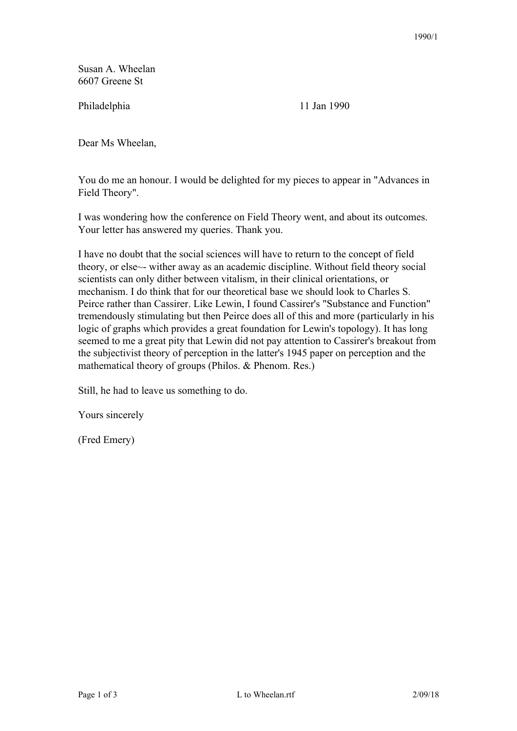Susan A. Wheelan  
6607 Greene St

Philadelphia 11 Jan 1990

Dear Ms Wheelan,

You do me an honour. I would be delighted for my pieces to appear in "Advances in Field Theory".

I was wondering how the conference on Field Theory went, and about its outcomes. Your letter has answered my queries. Thank you.

I have no doubt that the social sciences will have to return to the concept of field theory, or else~- wither away as an academic discipline. Without field theory social scientists can only dither between vitalism, in their clinical orientations, or mechanism. I do think that for our theoretical base we should look to Charles S. Peirce rather than Cassirer. Like Lewin, I found Cassirer's "Substance and Function" tremendously stimulating but then Peirce does all of this and more (particularly in his logic of graphs which provides a great foundation for Lewin's topology). It has long seemed to me a great pity that Lewin did not pay attention to Cassirer's breakout from the subjectivist theory of perception in the latter's 1945 paper on perception and the mathematical theory of groups (Philos. & Phenom. Res.)

Still, he had to leave us something to do.

Yours sincerely

(Fred Emery)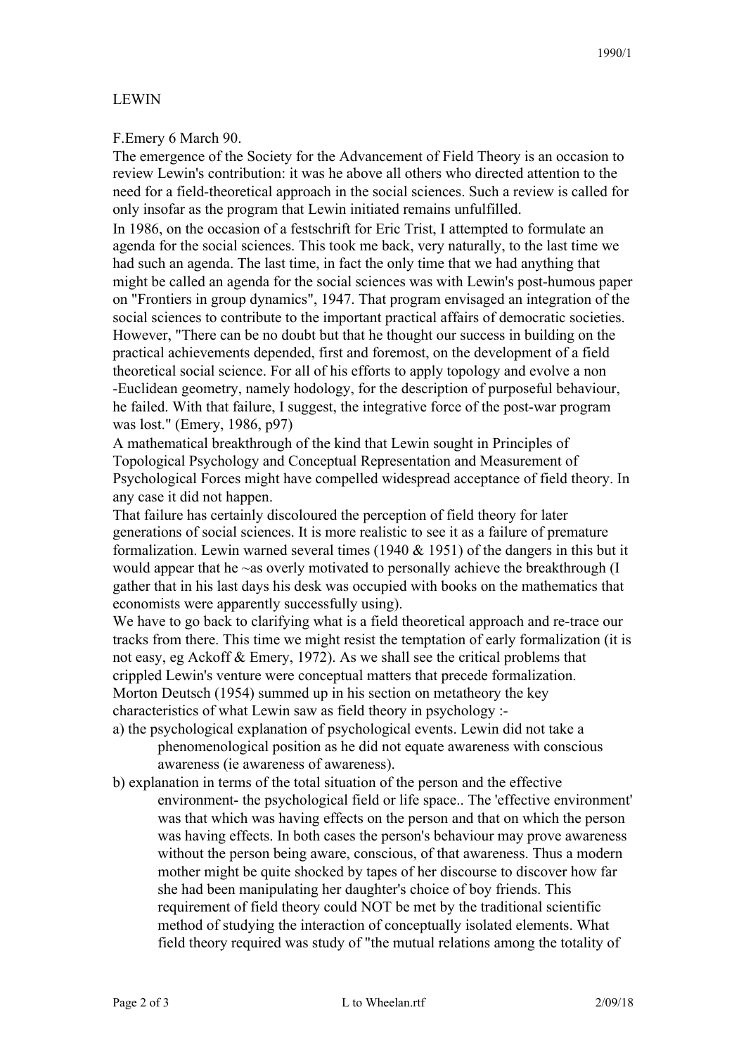LEWIN

F.Emery 6 March 90.

The emergence of the Society for the Advancement of Field Theory is an occasion to review Lewin's contribution: it was he above all others who directed attention to the need for a field-theoretical approach in the social sciences. Such a review is called for only insofar as the program that Lewin initiated remains unfulfilled.

In 1986, on the occasion of a festschrift for Eric Trist, I attempted to formulate an agenda for the social sciences. This took me back, very naturally, to the last time we had such an agenda. The last time, in fact the only time that we had anything that might be called an agenda for the social sciences was with Lewin's post-humous paper on "Frontiers in group dynamics", 1947. That program envisaged an integration of the social sciences to contribute to the important practical affairs of democratic societies. However, "There can be no doubt but that he thought our success in building on the practical achievements depended, first and foremost, on the development of a field theoretical social science. For all of his efforts to apply topology and evolve a non -Euclidean geometry, namely hodology, for the description of purposeful behaviour, he failed. With that failure, I suggest, the integrative force of the post-war program was lost." (Emery, 1986, p97)

A mathematical breakthrough of the kind that Lewin sought in Principles of Topological Psychology and Conceptual Representation and Measurement of Psychological Forces might have compelled widespread acceptance of field theory. In any case it did not happen.

That failure has certainly discoloured the perception of field theory for later generations of social sciences. It is more realistic to see it as a failure of premature formalization. Lewin warned several times (1940 & 1951) of the dangers in this but it would appear that he ~as overly motivated to personally achieve the breakthrough (I gather that in his last days his desk was occupied with books on the mathematics that economists were apparently successfully using).

We have to go back to clarifying what is a field theoretical approach and re-trace our tracks from there. This time we might resist the temptation of early formalization (it is not easy, eg Ackoff & Emery, 1972). As we shall see the critical problems that crippled Lewin's venture were conceptual matters that precede formalization.

Morton Deutsch (1954) summed up in his section on metatheory the key characteristics of what Lewin saw as field theory in psychology :-

a) the psychological explanation of psychological events. Lewin did not take a phenomenological position as he did not equate awareness with conscious awareness (ie awareness of awareness).

b) explanation in terms of the total situation of the person and the effective environment- the psychological field or life space.. The 'effective environment' was that which was having effects on the person and that on which the person was having effects. In both cases the person's behaviour may prove awareness without the person being aware, conscious, of that awareness. Thus a modern mother might be quite shocked by tapes of her discourse to discover how far she had been manipulating her daughter's choice of boy friends. This requirement of field theory could NOT be met by the traditional scientific method of studying the interaction of conceptually isolated elements. What field theory required was study of "the mutual relations among the totality of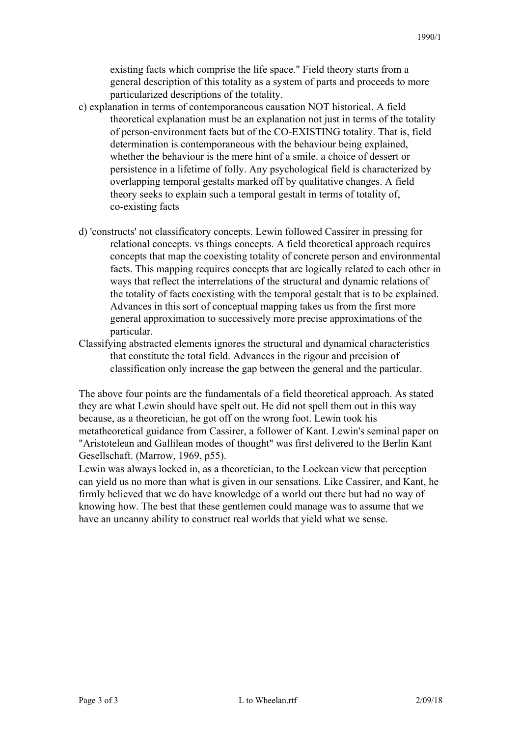existing facts which comprise the life space." Field theory starts from a general description of this totality as a system of parts and proceeds to more particularized descriptions of the totality.

c) explanation in terms of contemporaneous causation NOT historical. A field theoretical explanation must be an explanation not just in terms of the totality of person-environment facts but of the CO-EXISTING totality. That is, field determination is contemporaneous with the behaviour being explained, whether the behaviour is the mere hint of a smile. a choice of dessert or persistence in a lifetime of folly. Any psychological field is characterized by overlapping temporal gestalts marked off by qualitative changes. A field theory seeks to explain such a temporal gestalt in terms of totality of, co-existing facts

d) 'constructs' not classificatory concepts. Lewin followed Cassirer in pressing for relational concepts. vs things concepts. A field theoretical approach requires concepts that map the coexisting totality of concrete person and environmental facts. This mapping requires concepts that are logically related to each other in ways that reflect the interrelations of the structural and dynamic relations of the totality of facts coexisting with the temporal gestalt that is to be explained. Advances in this sort of conceptual mapping takes us from the first more general approximation to successively more precise approximations of the particular.

Classifying abstracted elements ignores the structural and dynamical characteristics that constitute the total field. Advances in the rigour and precision of classification only increase the gap between the general and the particular.

The above four points are the fundamentals of a field theoretical approach. As stated they are what Lewin should have spelt out. He did not spell them out in this way because, as a theoretician, he got off on the wrong foot. Lewin took his metatheoretical guidance from Cassirer, a follower of Kant. Lewin's seminal paper on "Aristotelean and Gallilean modes of thought" was first delivered to the Berlin Kant Gesellschaft. (Marrow, 1969, p55).

Lewin was always locked in, as a theoretician, to the Lockean view that perception can yield us no more than what is given in our sensations. Like Cassirer, and Kant, he firmly believed that we do have knowledge of a world out there but had no way of knowing how. The best that these gentlemen could manage was to assume that we have an uncanny ability to construct real worlds that yield what we sense.